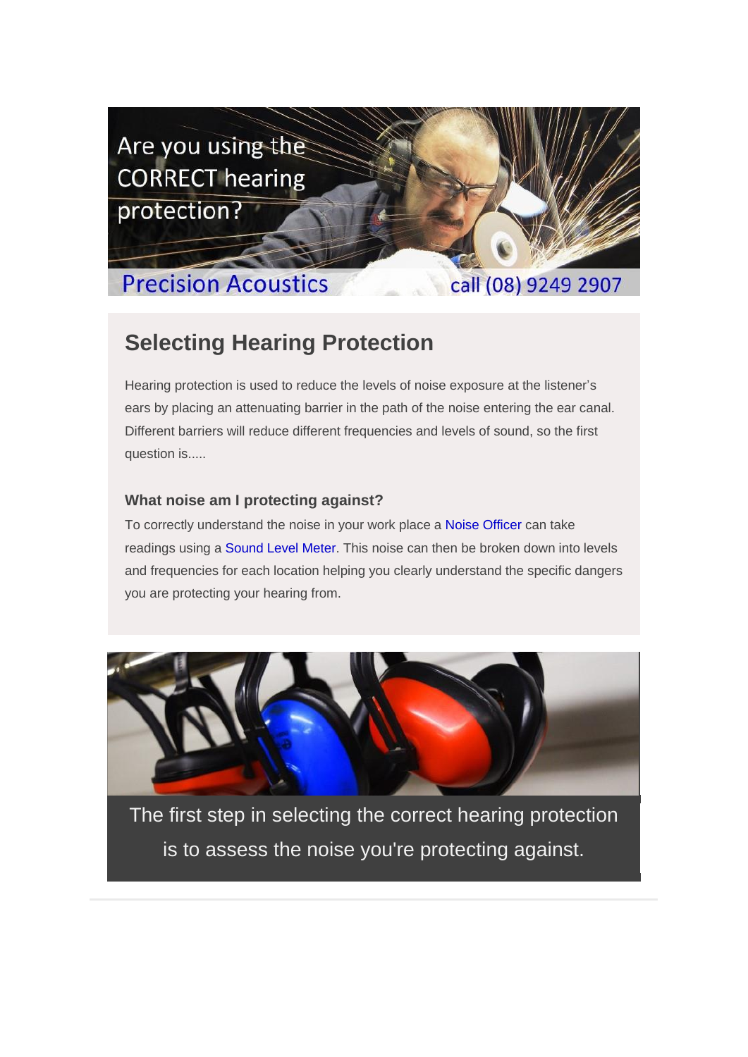Are you using the CORRECT hearing protection?

Precision Acoustics call (08) 9249 2907

## Selecting Hearing Protection

Hearing protection is used to reduce the levels of noise exposure at the listener's ears by placing an attenuating barrier in the path of the noise entering the ear canal. Different barriers will reduce different frequencies and levels of sound, so the first question is.....

### What noise am I protecting against?

To correctly understand the noise in your work place a Noise Officer can take readings using a Sound Level Meter. This noise can then be broken down into levels and frequencies for each location helping you clearly understand the specific dangers you are protecting your hearing from.

The first step in selecting the correct hearing protection is to assess the noise you're protecting against.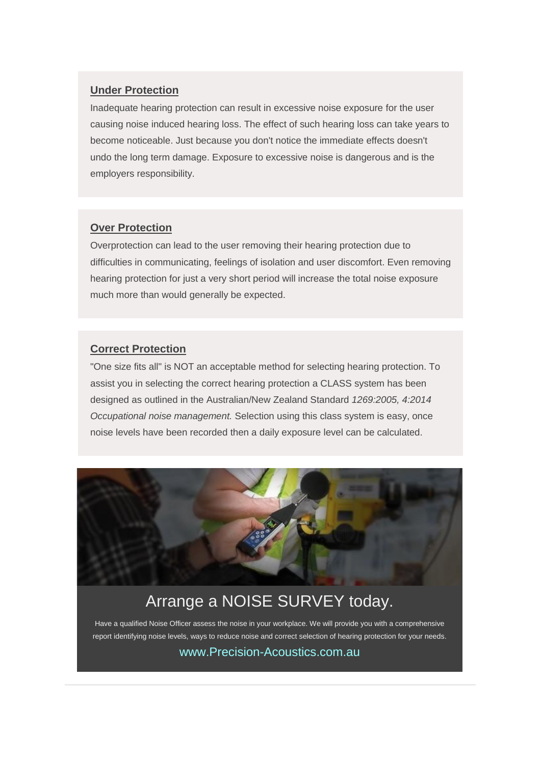### Under Protection

Inadequate hearing protection can result in excessive noise exposure for the user causing noise induced hearing loss. The effect of such hearing loss can take years to become noticeable. Just because you don't notice the immediate effects doesn't undo the long term damage. Exposure to excessive noise is dangerous and is the employers responsibility.

### Over Protection

Overprotection can lead to the user removing their hearing protection due to difficulties in communicating, feelings of isolation and user discomfort. Even removing hearing protection for just a very short period will increase the total noise exposure much more than would generally be expected.

### Correct Protection

"One size fits all" is NOT an acceptable method for selecting hearing protection. To assist you in selecting the correct hearing protection a CLASS system has been designed as outlined in the Australian/New Zealand Standard *1269:2005, 4:2014 Occupational noise management.* Selection using this class system is easy, once noise levels have been recorded then a daily exposure level can be calculated.

## Arrange a NOISE SURVEY today.

Have a qualified Noise Officer assess the noise in your workplace. We will provide you with a comprehensive report identifying noise levels, ways to reduce noise and correct selection of hearing protection for your needs.

www.Precision-Acoustics.com.au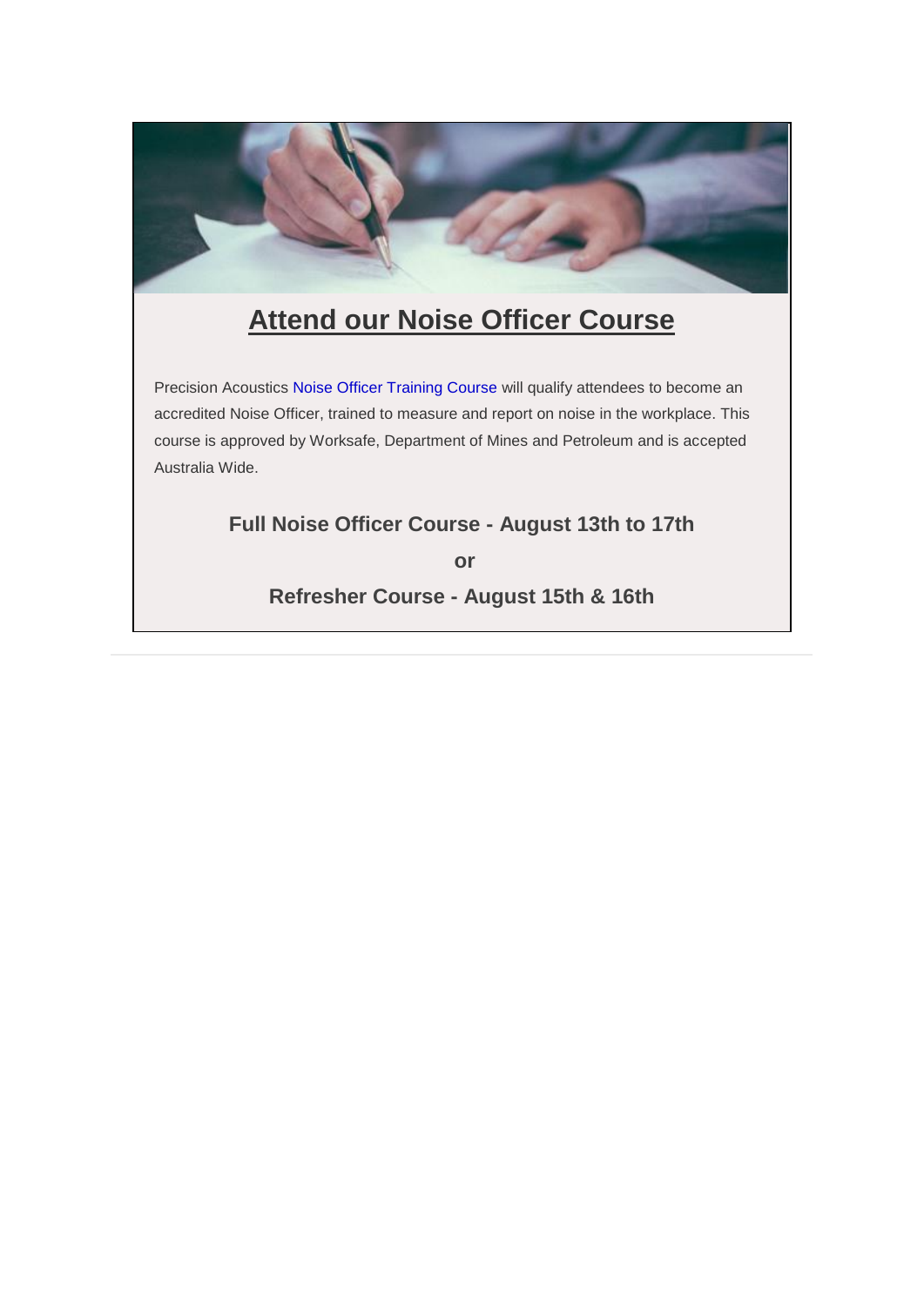## Attend our Noise Officer Course

Precision Acoustics Noise Officer Training Course will qualify attendees to become an accredited Noise Officer, trained to measure and report on noise in the workplace. This course is approved by Worksafe, Department of Mines and Petroleum and is accepted Australia Wide.

**Full Noise Officer Course - August 13th to 17th**

**or**

**Refresher Course - August 15th & 16th**